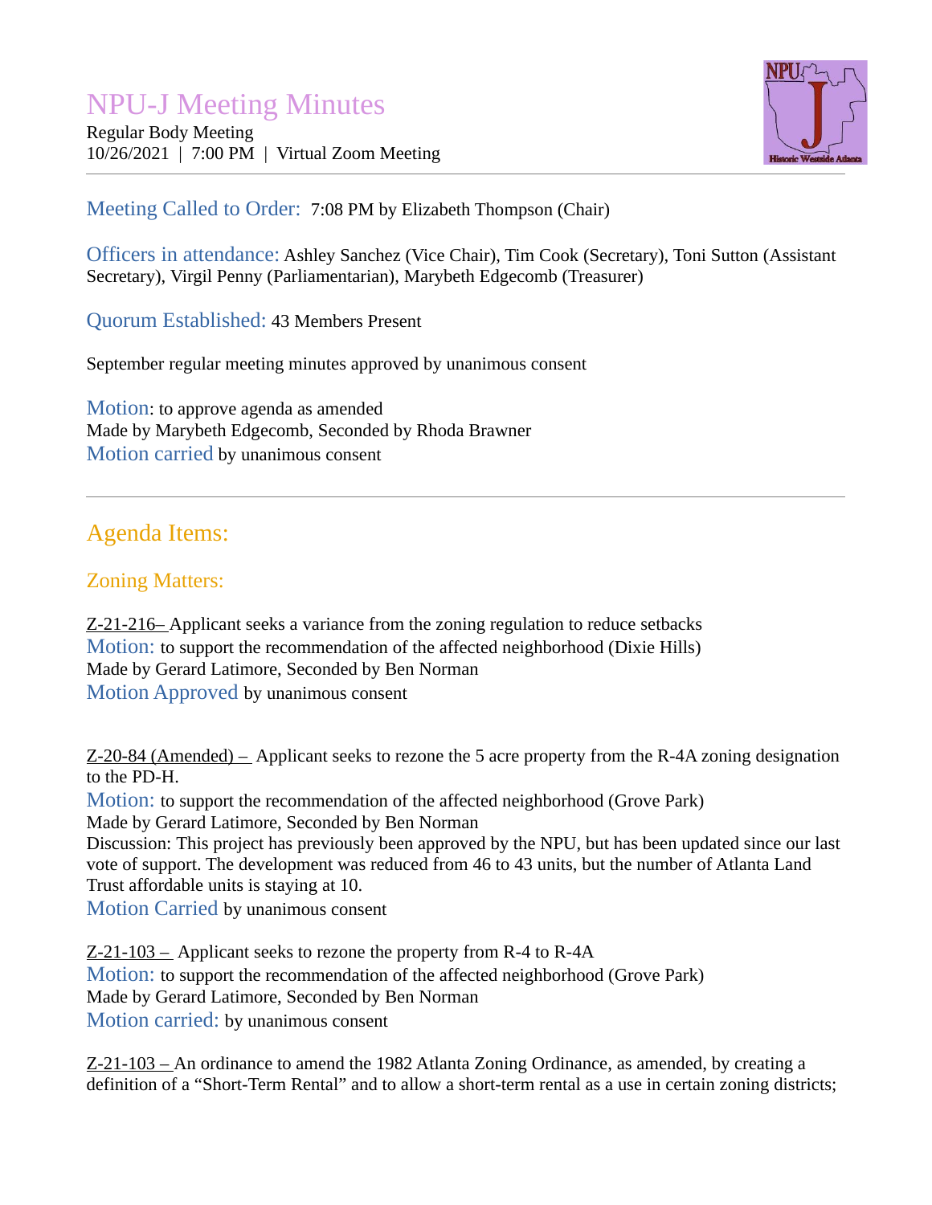# NPU-J Meeting Minutes

Regular Body Meeting
10/26/2021 | 7:00 PM | Virtual Zoom Meeting

---

**Meeting Called to Order:** 7:08 PM by Elizabeth Thompson (Chair)

**Officers in attendance:** Ashley Sanchez (Vice Chair), Tim Cook (Secretary), Toni Sutton (Assistant Secretary), Virgil Penny (Parliamentarian), Marybeth Edgecomb (Treasurer)

**Quorum Established:** 43 Members Present

September regular meeting minutes approved by unanimous consent

**Motion**: to approve agenda as amended
Made by Marybeth Edgecomb, Seconded by Rhoda Brawner
**Motion carried** by unanimous consent

---

## Agenda Items:

### Zoning Matters:

Z-21-216– Applicant seeks a variance from the zoning regulation to reduce setbacks
**Motion:** to support the recommendation of the affected neighborhood (Dixie Hills)
Made by Gerard Latimore, Seconded by Ben Norman
**Motion Approved** by unanimous consent

Z-20-84 (Amended) – Applicant seeks to rezone the 5 acre property from the R-4A zoning designation to the PD-H.
**Motion:** to support the recommendation of the affected neighborhood (Grove Park)
Made by Gerard Latimore, Seconded by Ben Norman
Discussion: This project has previously been approved by the NPU, but has been updated since our last vote of support. The development was reduced from 46 to 43 units, but the number of Atlanta Land Trust affordable units is staying at 10.
**Motion Carried** by unanimous consent

Z-21-103 – Applicant seeks to rezone the property from R-4 to R-4A
**Motion:** to support the recommendation of the affected neighborhood (Grove Park)
Made by Gerard Latimore, Seconded by Ben Norman
**Motion carried:** by unanimous consent

Z-21-103 – An ordinance to amend the 1982 Atlanta Zoning Ordinance, as amended, by creating a definition of a "Short-Term Rental" and to allow a short-term rental as a use in certain zoning districts;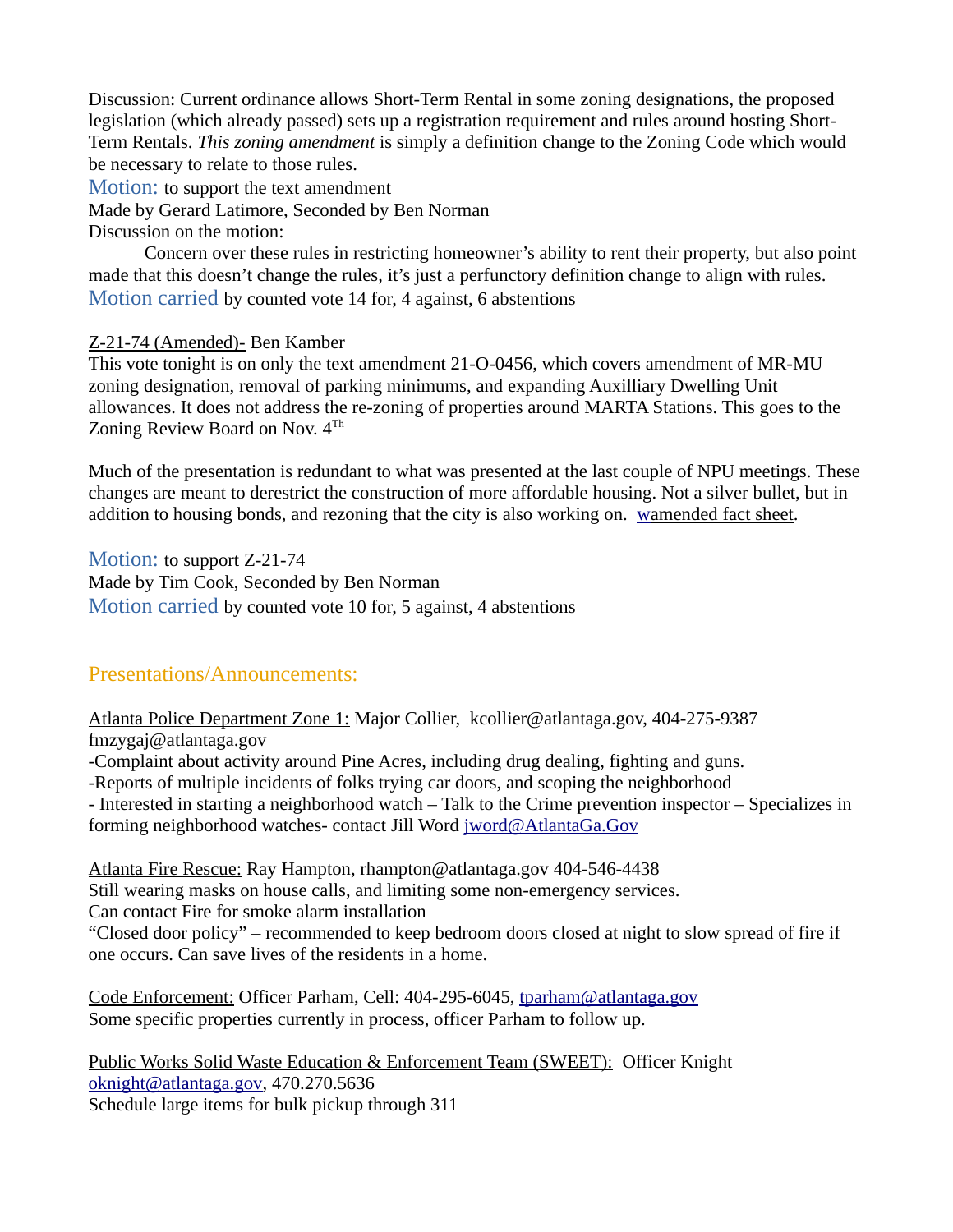Discussion: Current ordinance allows Short-Term Rental in some zoning designations, the proposed legislation (which already passed) sets up a registration requirement and rules around hosting Short-Term Rentals. *This zoning amendment* is simply a definition change to the Zoning Code which would be necessary to relate to those rules.

Motion: to support the text amendment
Made by Gerard Latimore, Seconded by Ben Norman
Discussion on the motion:

Concern over these rules in restricting homeowner's ability to rent their property, but also point made that this doesn't change the rules, it's just a perfunctory definition change to align with rules.

Motion carried by counted vote 14 for, 4 against, 6 abstentions

Z-21-74 (Amended)- Ben Kamber
This vote tonight is on only the text amendment 21-O-0456, which covers amendment of MR-MU zoning designation, removal of parking minimums, and expanding Auxilliary Dwelling Unit allowances. It does not address the re-zoning of properties around MARTA Stations. This goes to the Zoning Review Board on Nov. 4[Th]

Much of the presentation is redundant to what was presented at the last couple of NPU meetings. These changes are meant to derestrict the construction of more affordable housing. Not a silver bullet, but in addition to housing bonds, and rezoning that the city is also working on. wamended fact sheet.

Motion: to support Z-21-74
Made by Tim Cook, Seconded by Ben Norman
Motion carried by counted vote 10 for, 5 against, 4 abstentions

## Presentations/Announcements:

Atlanta Police Department Zone 1: Major Collier, kcollier@atlantaga.gov, 404-275-9387
fmzygaj@atlantaga.gov
-Complaint about activity around Pine Acres, including drug dealing, fighting and guns.
-Reports of multiple incidents of folks trying car doors, and scoping the neighborhood
- Interested in starting a neighborhood watch – Talk to the Crime prevention inspector – Specializes in forming neighborhood watches- contact Jill Word jword@AtlantaGa.Gov

Atlanta Fire Rescue: Ray Hampton, rhampton@atlantaga.gov 404-546-4438
Still wearing masks on house calls, and limiting some non-emergency services.
Can contact Fire for smoke alarm installation
"Closed door policy" – recommended to keep bedroom doors closed at night to slow spread of fire if one occurs. Can save lives of the residents in a home.

Code Enforcement: Officer Parham, Cell: 404-295-6045, tparham@atlantaga.gov
Some specific properties currently in process, officer Parham to follow up.

Public Works Solid Waste Education & Enforcement Team (SWEET): Officer Knight
oknight@atlantaga.gov, 470.270.5636
Schedule large items for bulk pickup through 311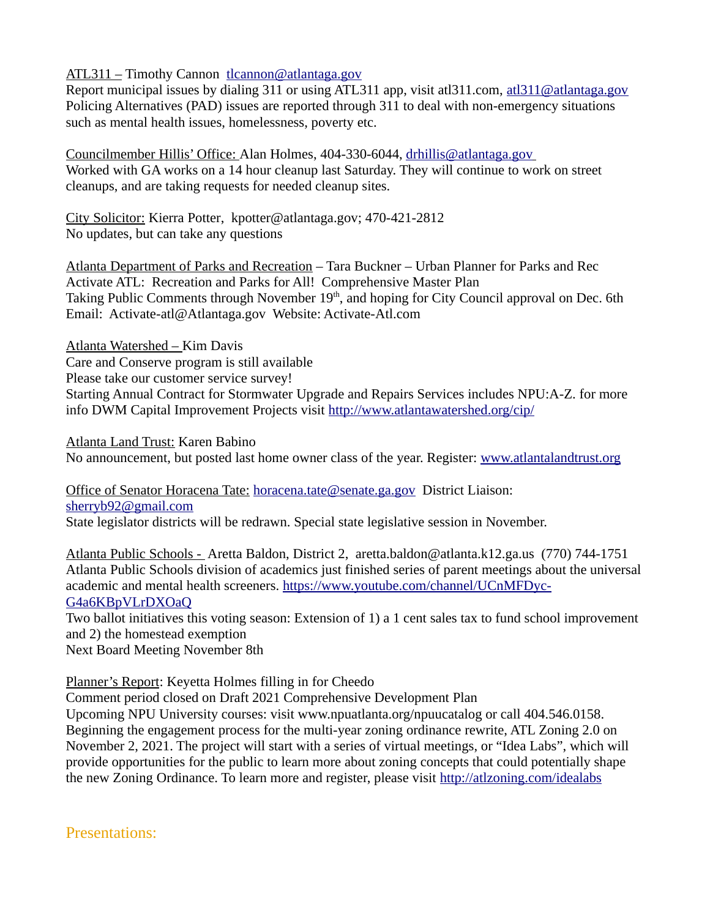ATL311 – Timothy Cannon tlcannon@atlantaga.gov
Report municipal issues by dialing 311 or using ATL311 app, visit atl311.com, atl311@atlantaga.gov
Policing Alternatives (PAD) issues are reported through 311 to deal with non-emergency situations such as mental health issues, homelessness, poverty etc.

Councilmember Hillis' Office: Alan Holmes, 404-330-6044, drhillis@atlantaga.gov
Worked with GA works on a 14 hour cleanup last Saturday. They will continue to work on street cleanups, and are taking requests for needed cleanup sites.

City Solicitor: Kierra Potter, kpotter@atlantaga.gov; 470-421-2812
No updates, but can take any questions

Atlanta Department of Parks and Recreation – Tara Buckner – Urban Planner for Parks and Rec
Activate ATL: Recreation and Parks for All! Comprehensive Master Plan
Taking Public Comments through November 19th, and hoping for City Council approval on Dec. 6th
Email: Activate-atl@Atlantaga.gov Website: Activate-Atl.com

Atlanta Watershed – Kim Davis
Care and Conserve program is still available
Please take our customer service survey!
Starting Annual Contract for Stormwater Upgrade and Repairs Services includes NPU:A-Z. for more info DWM Capital Improvement Projects visit http://www.atlantawatershed.org/cip/

Atlanta Land Trust: Karen Babino
No announcement, but posted last home owner class of the year. Register: www.atlantalandtrust.org

Office of Senator Horacena Tate: horacena.tate@senate.ga.gov District Liaison: sherryb92@gmail.com
State legislator districts will be redrawn. Special state legislative session in November.

Atlanta Public Schools - Aretta Baldon, District 2, aretta.baldon@atlanta.k12.ga.us (770) 744-1751
Atlanta Public Schools division of academics just finished series of parent meetings about the universal academic and mental health screeners. https://www.youtube.com/channel/UCnMFDyc-G4a6KBpVLrDXOaQ
Two ballot initiatives this voting season: Extension of 1) a 1 cent sales tax to fund school improvement and 2) the homestead exemption
Next Board Meeting November 8th

Planner's Report: Keyetta Holmes filling in for Cheedo
Comment period closed on Draft 2021 Comprehensive Development Plan
Upcoming NPU University courses: visit www.npuatlanta.org/npuucatalog or call 404.546.0158.
Beginning the engagement process for the multi-year zoning ordinance rewrite, ATL Zoning 2.0 on November 2, 2021. The project will start with a series of virtual meetings, or "Idea Labs", which will provide opportunities for the public to learn more about zoning concepts that could potentially shape the new Zoning Ordinance. To learn more and register, please visit http://atlzoning.com/idealabs

## Presentations: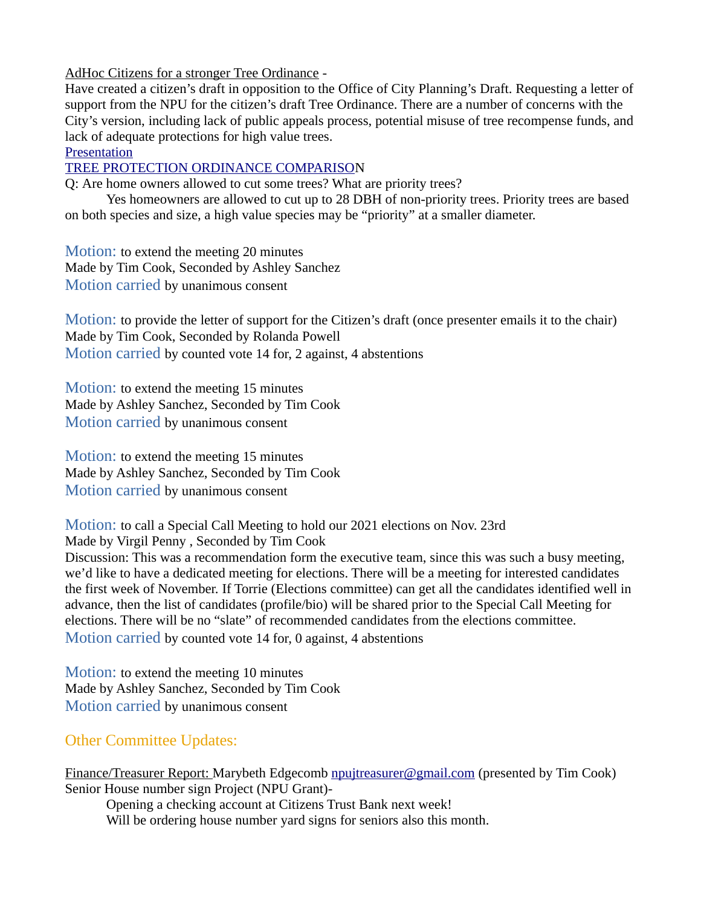AdHoc Citizens for a stronger Tree Ordinance -
Have created a citizen's draft in opposition to the Office of City Planning's Draft. Requesting a letter of support from the NPU for the citizen's draft Tree Ordinance. There are a number of concerns with the City's version, including lack of public appeals process, potential misuse of tree recompense funds, and lack of adequate protections for high value trees.
Presentation
TREE PROTECTION ORDINANCE COMPARISON

Q: Are home owners allowed to cut some trees? What are priority trees?

Yes homeowners are allowed to cut up to 28 DBH of non-priority trees. Priority trees are based on both species and size, a high value species may be "priority" at a smaller diameter.

Motion: to extend the meeting 20 minutes
Made by Tim Cook, Seconded by Ashley Sanchez
Motion carried by unanimous consent

Motion: to provide the letter of support for the Citizen's draft (once presenter emails it to the chair)
Made by Tim Cook, Seconded by Rolanda Powell
Motion carried by counted vote 14 for, 2 against, 4 abstentions

Motion: to extend the meeting 15 minutes
Made by Ashley Sanchez, Seconded by Tim Cook
Motion carried by unanimous consent

Motion: to extend the meeting 15 minutes
Made by Ashley Sanchez, Seconded by Tim Cook
Motion carried by unanimous consent

Motion: to call a Special Call Meeting to hold our 2021 elections on Nov. 23rd
Made by Virgil Penny , Seconded by Tim Cook
Discussion: This was a recommendation form the executive team, since this was such a busy meeting, we'd like to have a dedicated meeting for elections. There will be a meeting for interested candidates the first week of November. If Torrie (Elections committee) can get all the candidates identified well in advance, then the list of candidates (profile/bio) will be shared prior to the Special Call Meeting for elections. There will be no "slate" of recommended candidates from the elections committee.
Motion carried by counted vote 14 for, 0 against, 4 abstentions

Motion: to extend the meeting 10 minutes
Made by Ashley Sanchez, Seconded by Tim Cook
Motion carried by unanimous consent

## Other Committee Updates:

Finance/Treasurer Report: Marybeth Edgecomb npujtreasurer@gmail.com (presented by Tim Cook)
Senior House number sign Project (NPU Grant)-

Opening a checking account at Citizens Trust Bank next week!
Will be ordering house number yard signs for seniors also this month.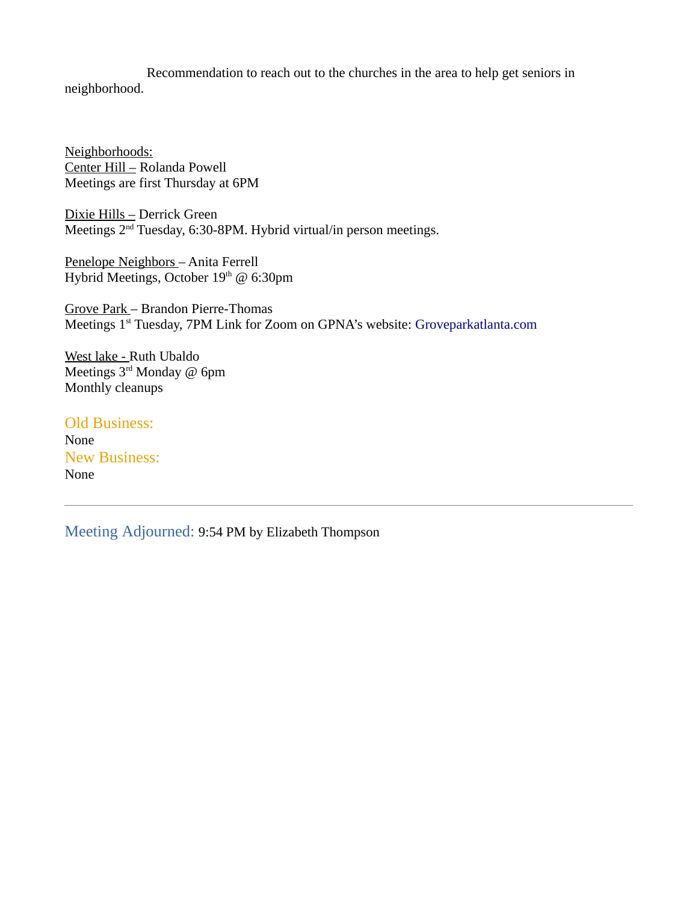Recommendation to reach out to the churches in the area to help get seniors in neighborhood.

Neighborhoods:

Center Hill – Rolanda Powell
Meetings are first Thursday at 6PM

Dixie Hills – Derrick Green
Meetings 2nd Tuesday, 6:30-8PM. Hybrid virtual/in person meetings.

Penelope Neighbors – Anita Ferrell
Hybrid Meetings, October 19th @ 6:30pm

Grove Park – Brandon Pierre-Thomas
Meetings 1st Tuesday, 7PM Link for Zoom on GPNA's website: Groveparkatlanta.com

West lake - Ruth Ubaldo
Meetings 3rd Monday @ 6pm
Monthly cleanups

## Old Business:

None

## New Business:

None

---

## Meeting Adjourned: 9:54 PM by Elizabeth Thompson